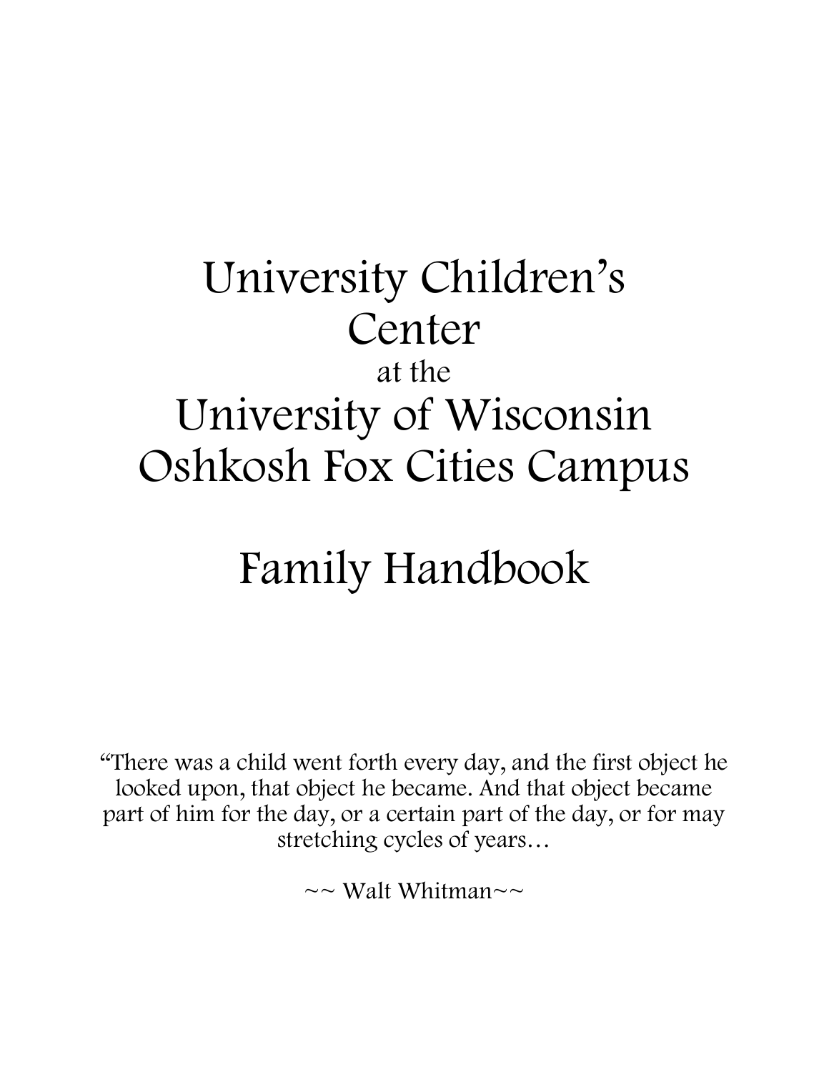# University Children's Center

at the

# University of Wisconsin Oshkosh Fox Cities Campus

# Family Handbook

"There was a child went forth every day, and the first object he looked upon, that object he became. And that object became part of him for the day, or a certain part of the day, or for may stretching cycles of years…

~~ Walt Whitman~~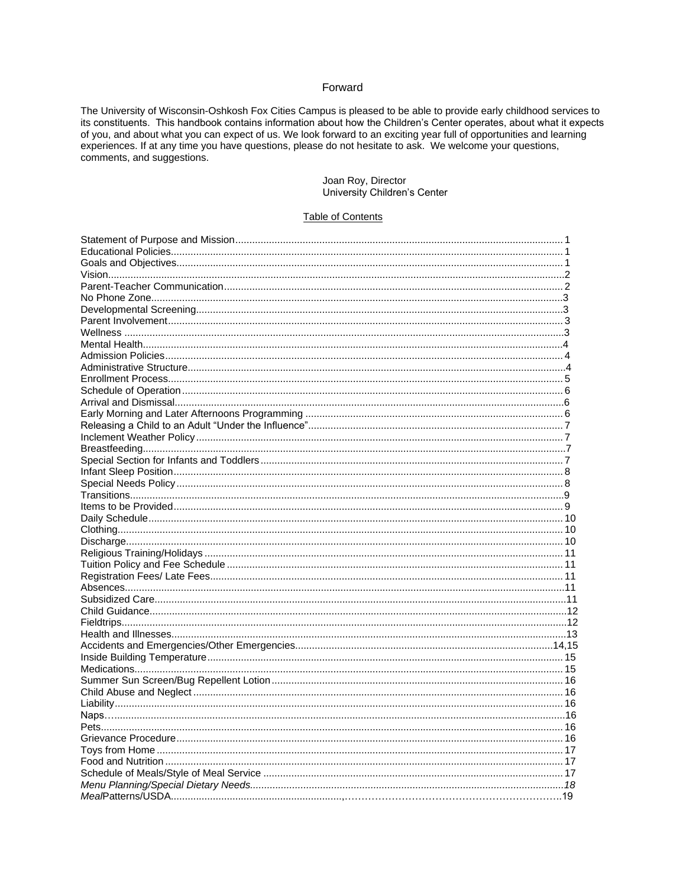# Forward

The University of Wisconsin-Oshkosh Fox Cities Campus is pleased to be able to provide early childhood services to its constituents. This handbook contains information about how the Children's Center operates, about what it expects of you, and about what you can expect of us. We look forward to an exciting year full of opportunities and learning experiences. If at any time you have questions, please do not hesitate to ask. We welcome your questions, comments, and suggestions.

Joan Roy, Director
University Children's Center

## Table of Contents

| Section | Page |
|---|---|
| Statement of Purpose and Mission | 1 |
| Educational Policies | 1 |
| Goals and Objectives | 1 |
| Vision | 2 |
| Parent-Teacher Communication | 2 |
| No Phone Zone | 3 |
| Developmental Screening | 3 |
| Parent Involvement | 3 |
| Wellness | 3 |
| Mental Health | 4 |
| Admission Policies | 4 |
| Administrative Structure | 4 |
| Enrollment Process | 5 |
| Schedule of Operation | 6 |
| Arrival and Dismissal | 6 |
| Early Morning and Later Afternoons Programming | 6 |
| Releasing a Child to an Adult "Under the Influence" | 7 |
| Inclement Weather Policy | 7 |
| Breastfeeding | 7 |
| Special Section for Infants and Toddlers | 7 |
| Infant Sleep Position | 8 |
| Special Needs Policy | 8 |
| Transitions | 9 |
| Items to be Provided | 9 |
| Daily Schedule | 10 |
| Clothing | 10 |
| Discharge | 10 |
| Religious Training/Holidays | 11 |
| Tuition Policy and Fee Schedule | 11 |
| Registration Fees/ Late Fees | 11 |
| Absences | 11 |
| Subsidized Care | 11 |
| Child Guidance | 12 |
| Fieldtrips | 12 |
| Health and Illnesses | 13 |
| Accidents and Emergencies/Other Emergencies | 14,15 |
| Inside Building Temperature | 15 |
| Medications | 15 |
| Summer Sun Screen/Bug Repellent Lotion | 16 |
| Child Abuse and Neglect | 16 |
| Liability | 16 |
| Naps | 16 |
| Pets | 16 |
| Grievance Procedure | 16 |
| Toys from Home | 17 |
| Food and Nutrition | 17 |
| Schedule of Meals/Style of Meal Service | 17 |
| *Menu Planning/Special Dietary Needs* | *18* |
| *Meal*Patterns/USDA | 19 |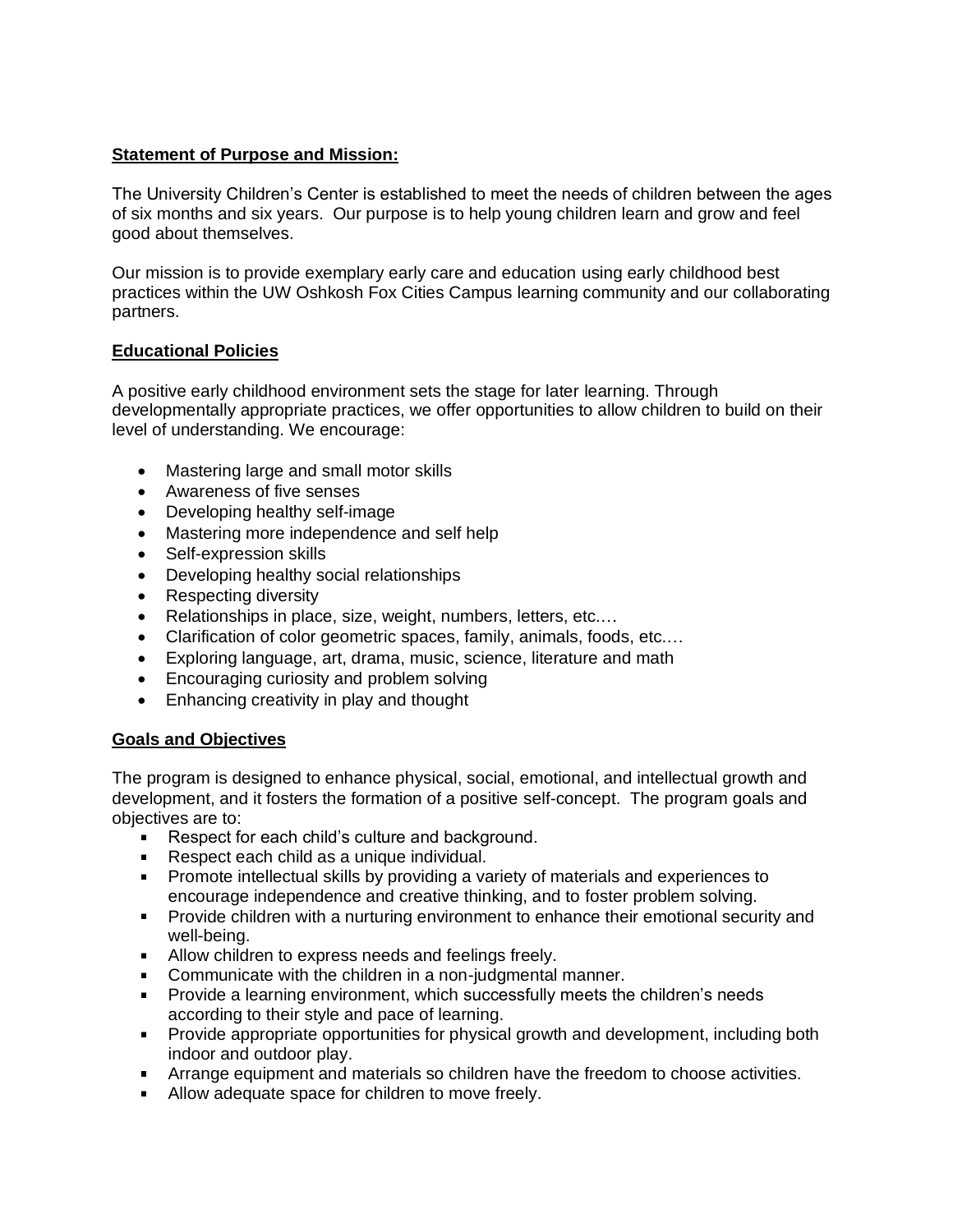## Statement of Purpose and Mission:

The University Children's Center is established to meet the needs of children between the ages of six months and six years. Our purpose is to help young children learn and grow and feel good about themselves.

Our mission is to provide exemplary early care and education using early childhood best practices within the UW Oshkosh Fox Cities Campus learning community and our collaborating partners.

## Educational Policies

A positive early childhood environment sets the stage for later learning. Through developmentally appropriate practices, we offer opportunities to allow children to build on their level of understanding. We encourage:

- Mastering large and small motor skills
- Awareness of five senses
- Developing healthy self-image
- Mastering more independence and self help
- Self-expression skills
- Developing healthy social relationships
- Respecting diversity
- Relationships in place, size, weight, numbers, letters, etc.…
- Clarification of color geometric spaces, family, animals, foods, etc.…
- Exploring language, art, drama, music, science, literature and math
- Encouraging curiosity and problem solving
- Enhancing creativity in play and thought

## Goals and Objectives

The program is designed to enhance physical, social, emotional, and intellectual growth and development, and it fosters the formation of a positive self-concept. The program goals and objectives are to:

- Respect for each child's culture and background.
- Respect each child as a unique individual.
- Promote intellectual skills by providing a variety of materials and experiences to encourage independence and creative thinking, and to foster problem solving.
- Provide children with a nurturing environment to enhance their emotional security and well-being.
- Allow children to express needs and feelings freely.
- Communicate with the children in a non-judgmental manner.
- Provide a learning environment, which successfully meets the children's needs according to their style and pace of learning.
- Provide appropriate opportunities for physical growth and development, including both indoor and outdoor play.
- Arrange equipment and materials so children have the freedom to choose activities.
- Allow adequate space for children to move freely.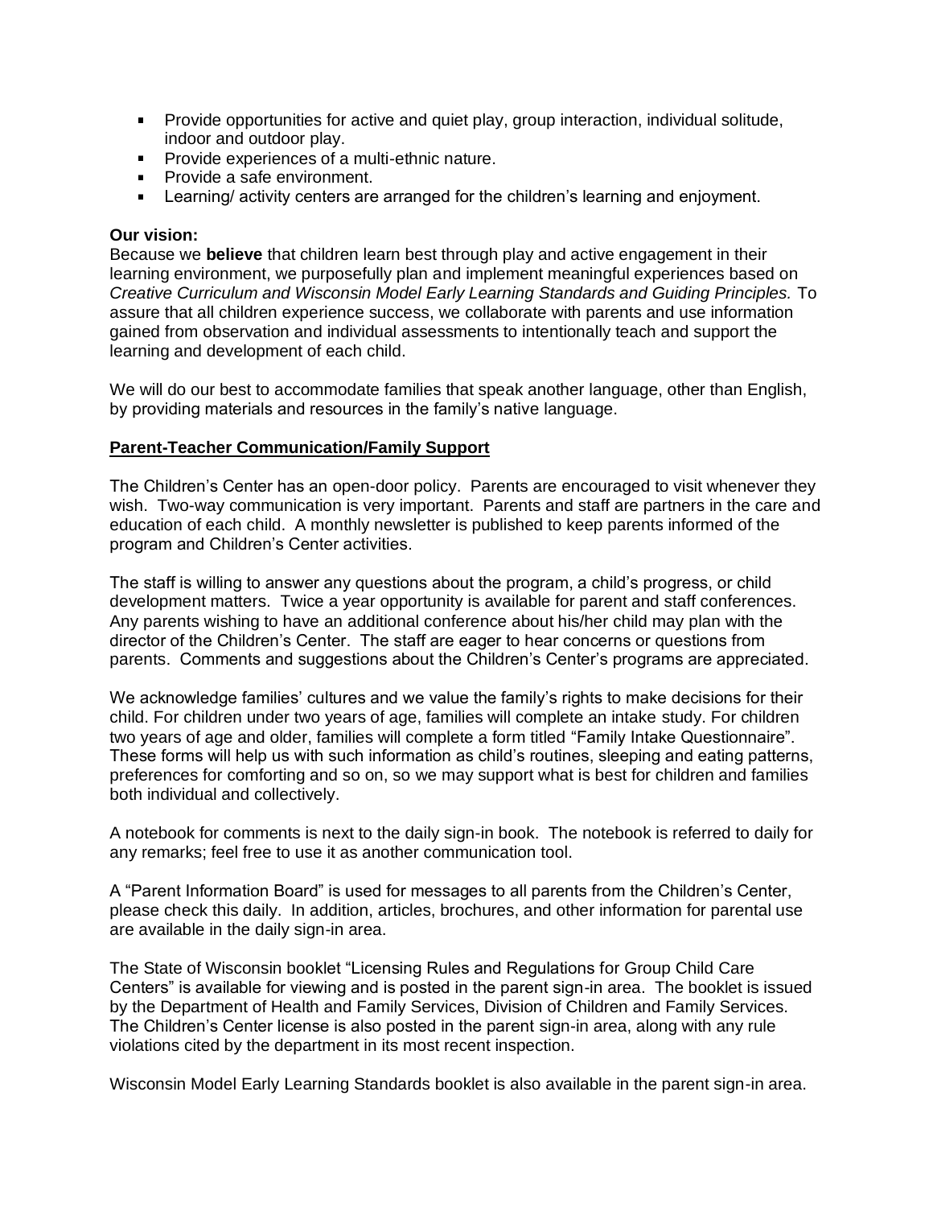- Provide opportunities for active and quiet play, group interaction, individual solitude, indoor and outdoor play.
- Provide experiences of a multi-ethnic nature.
- Provide a safe environment.
- Learning/ activity centers are arranged for the children's learning and enjoyment.

**Our vision:**
Because we **believe** that children learn best through play and active engagement in their learning environment, we purposefully plan and implement meaningful experiences based on *Creative Curriculum and Wisconsin Model Early Learning Standards and Guiding Principles.* To assure that all children experience success, we collaborate with parents and use information gained from observation and individual assessments to intentionally teach and support the learning and development of each child.

We will do our best to accommodate families that speak another language, other than English, by providing materials and resources in the family's native language.

**<u>Parent-Teacher Communication/Family Support</u>**

The Children's Center has an open-door policy. Parents are encouraged to visit whenever they wish. Two-way communication is very important. Parents and staff are partners in the care and education of each child. A monthly newsletter is published to keep parents informed of the program and Children's Center activities.

The staff is willing to answer any questions about the program, a child's progress, or child development matters. Twice a year opportunity is available for parent and staff conferences. Any parents wishing to have an additional conference about his/her child may plan with the director of the Children's Center. The staff are eager to hear concerns or questions from parents. Comments and suggestions about the Children's Center's programs are appreciated.

We acknowledge families' cultures and we value the family's rights to make decisions for their child. For children under two years of age, families will complete an intake study. For children two years of age and older, families will complete a form titled "Family Intake Questionnaire". These forms will help us with such information as child's routines, sleeping and eating patterns, preferences for comforting and so on, so we may support what is best for children and families both individual and collectively.

A notebook for comments is next to the daily sign-in book. The notebook is referred to daily for any remarks; feel free to use it as another communication tool.

A "Parent Information Board" is used for messages to all parents from the Children's Center, please check this daily. In addition, articles, brochures, and other information for parental use are available in the daily sign-in area.

The State of Wisconsin booklet "Licensing Rules and Regulations for Group Child Care Centers" is available for viewing and is posted in the parent sign-in area. The booklet is issued by the Department of Health and Family Services, Division of Children and Family Services. The Children's Center license is also posted in the parent sign-in area, along with any rule violations cited by the department in its most recent inspection.

Wisconsin Model Early Learning Standards booklet is also available in the parent sign-in area.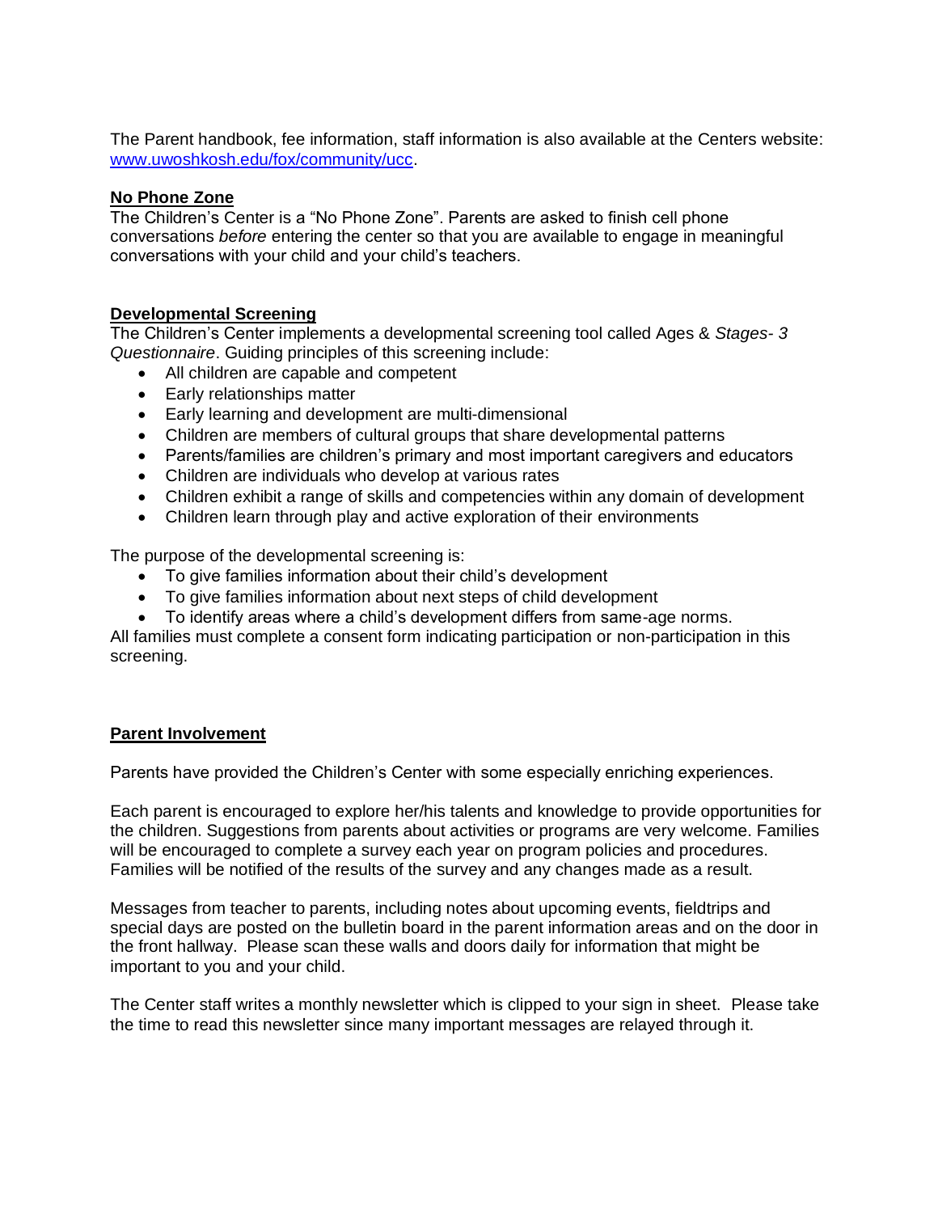The Parent handbook, fee information, staff information is also available at the Centers website: [www.uwoshkosh.edu/fox/community/ucc](http://www.uwoshkosh.edu/fox/community/ucc).

**No Phone Zone**

The Children's Center is a "No Phone Zone". Parents are asked to finish cell phone conversations *before* entering the center so that you are available to engage in meaningful conversations with your child and your child's teachers.

**Developmental Screening**

The Children's Center implements a developmental screening tool called Ages & *Stages- 3 Questionnaire*. Guiding principles of this screening include:

- All children are capable and competent
- Early relationships matter
- Early learning and development are multi-dimensional
- Children are members of cultural groups that share developmental patterns
- Parents/families are children's primary and most important caregivers and educators
- Children are individuals who develop at various rates
- Children exhibit a range of skills and competencies within any domain of development
- Children learn through play and active exploration of their environments

The purpose of the developmental screening is:

- To give families information about their child's development
- To give families information about next steps of child development
- To identify areas where a child's development differs from same-age norms.

All families must complete a consent form indicating participation or non-participation in this screening.

**Parent Involvement**

Parents have provided the Children's Center with some especially enriching experiences.

Each parent is encouraged to explore her/his talents and knowledge to provide opportunities for the children. Suggestions from parents about activities or programs are very welcome. Families will be encouraged to complete a survey each year on program policies and procedures. Families will be notified of the results of the survey and any changes made as a result.

Messages from teacher to parents, including notes about upcoming events, fieldtrips and special days are posted on the bulletin board in the parent information areas and on the door in the front hallway. Please scan these walls and doors daily for information that might be important to you and your child.

The Center staff writes a monthly newsletter which is clipped to your sign in sheet. Please take the time to read this newsletter since many important messages are relayed through it.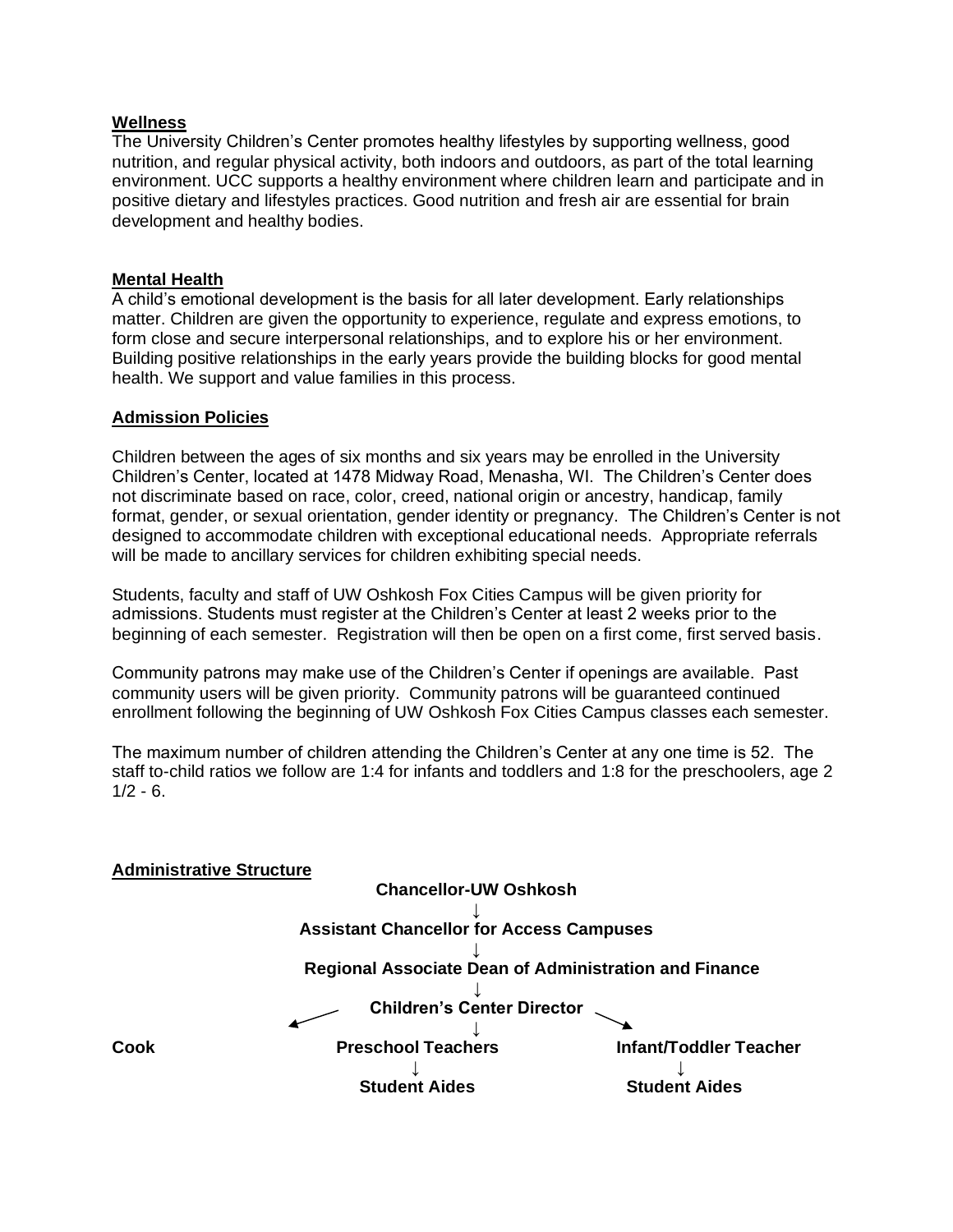**Wellness**

The University Children's Center promotes healthy lifestyles by supporting wellness, good nutrition, and regular physical activity, both indoors and outdoors, as part of the total learning environment. UCC supports a healthy environment where children learn and participate and in positive dietary and lifestyles practices. Good nutrition and fresh air are essential for brain development and healthy bodies.

**Mental Health**

A child's emotional development is the basis for all later development. Early relationships matter. Children are given the opportunity to experience, regulate and express emotions, to form close and secure interpersonal relationships, and to explore his or her environment. Building positive relationships in the early years provide the building blocks for good mental health. We support and value families in this process.

**Admission Policies**

Children between the ages of six months and six years may be enrolled in the University Children's Center, located at 1478 Midway Road, Menasha, WI. The Children's Center does not discriminate based on race, color, creed, national origin or ancestry, handicap, family format, gender, or sexual orientation, gender identity or pregnancy. The Children's Center is not designed to accommodate children with exceptional educational needs. Appropriate referrals will be made to ancillary services for children exhibiting special needs.

Students, faculty and staff of UW Oshkosh Fox Cities Campus will be given priority for admissions. Students must register at the Children's Center at least 2 weeks prior to the beginning of each semester. Registration will then be open on a first come, first served basis.

Community patrons may make use of the Children's Center if openings are available. Past community users will be given priority. Community patrons will be guaranteed continued enrollment following the beginning of UW Oshkosh Fox Cities Campus classes each semester.

The maximum number of children attending the Children's Center at any one time is 52. The staff to-child ratios we follow are 1:4 for infants and toddlers and 1:8 for the preschoolers, age 2 1/2 - 6.

**Administrative Structure**

**Chancellor-UW Oshkosh**

↓

**Assistant Chancellor for Access Campuses**

↓

**Regional Associate Dean of Administration and Finance**

↓

**Children's Center Director**

↙ ↓ ↘

**Cook** | **Preschool Teachers** | **Infant/Toddler Teacher**

**Preschool Teachers** ↓ **Student Aides**

**Infant/Toddler Teacher** ↓ **Student Aides**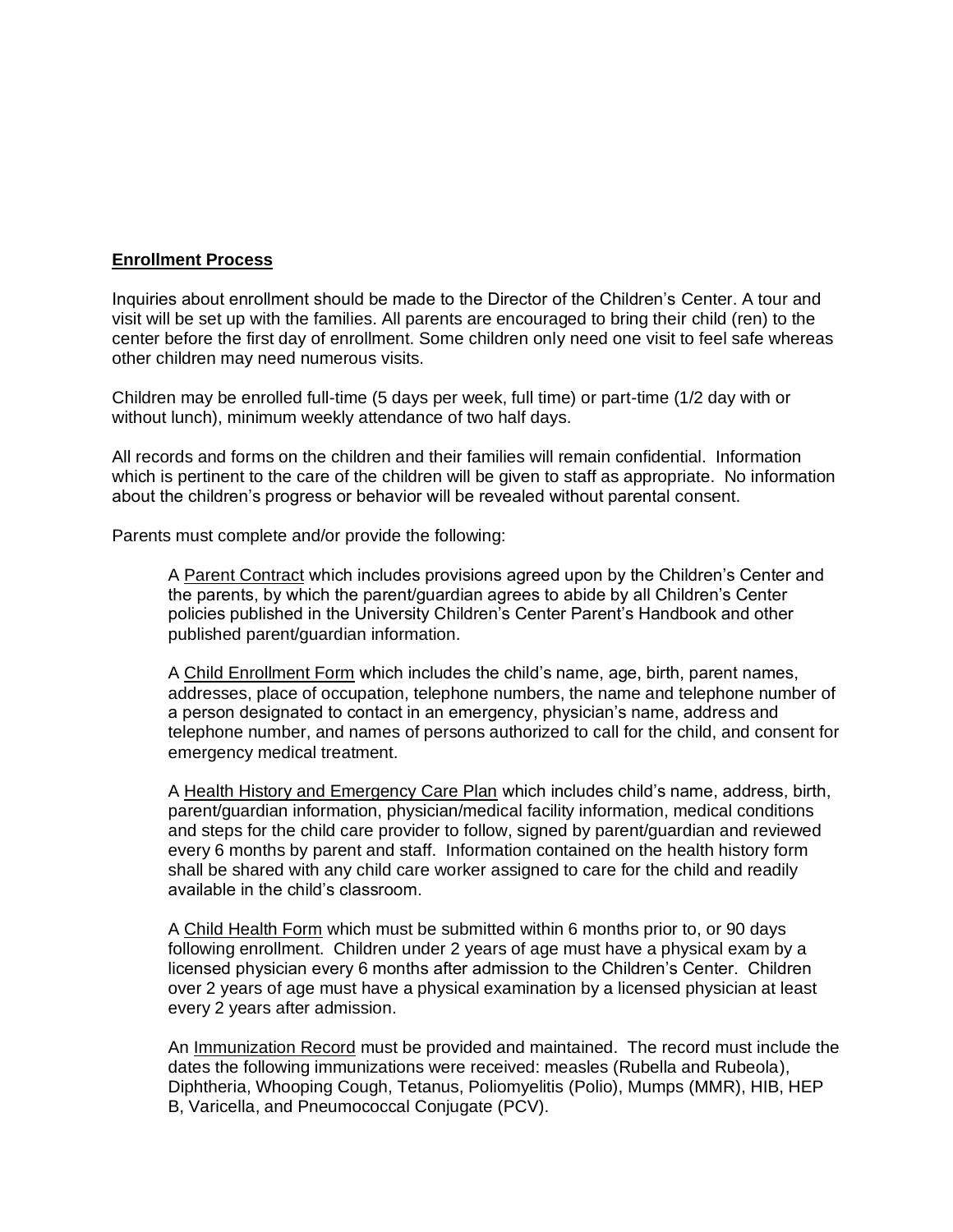## Enrollment Process

Inquiries about enrollment should be made to the Director of the Children's Center. A tour and visit will be set up with the families. All parents are encouraged to bring their child (ren) to the center before the first day of enrollment. Some children only need one visit to feel safe whereas other children may need numerous visits.

Children may be enrolled full-time (5 days per week, full time) or part-time (1/2 day with or without lunch), minimum weekly attendance of two half days.

All records and forms on the children and their families will remain confidential. Information which is pertinent to the care of the children will be given to staff as appropriate. No information about the children's progress or behavior will be revealed without parental consent.

Parents must complete and/or provide the following:

A Parent Contract which includes provisions agreed upon by the Children's Center and the parents, by which the parent/guardian agrees to abide by all Children's Center policies published in the University Children's Center Parent's Handbook and other published parent/guardian information.

A Child Enrollment Form which includes the child's name, age, birth, parent names, addresses, place of occupation, telephone numbers, the name and telephone number of a person designated to contact in an emergency, physician's name, address and telephone number, and names of persons authorized to call for the child, and consent for emergency medical treatment.

A Health History and Emergency Care Plan which includes child's name, address, birth, parent/guardian information, physician/medical facility information, medical conditions and steps for the child care provider to follow, signed by parent/guardian and reviewed every 6 months by parent and staff. Information contained on the health history form shall be shared with any child care worker assigned to care for the child and readily available in the child's classroom.

A Child Health Form which must be submitted within 6 months prior to, or 90 days following enrollment. Children under 2 years of age must have a physical exam by a licensed physician every 6 months after admission to the Children's Center. Children over 2 years of age must have a physical examination by a licensed physician at least every 2 years after admission.

An Immunization Record must be provided and maintained. The record must include the dates the following immunizations were received: measles (Rubella and Rubeola), Diphtheria, Whooping Cough, Tetanus, Poliomyelitis (Polio), Mumps (MMR), HIB, HEP B, Varicella, and Pneumococcal Conjugate (PCV).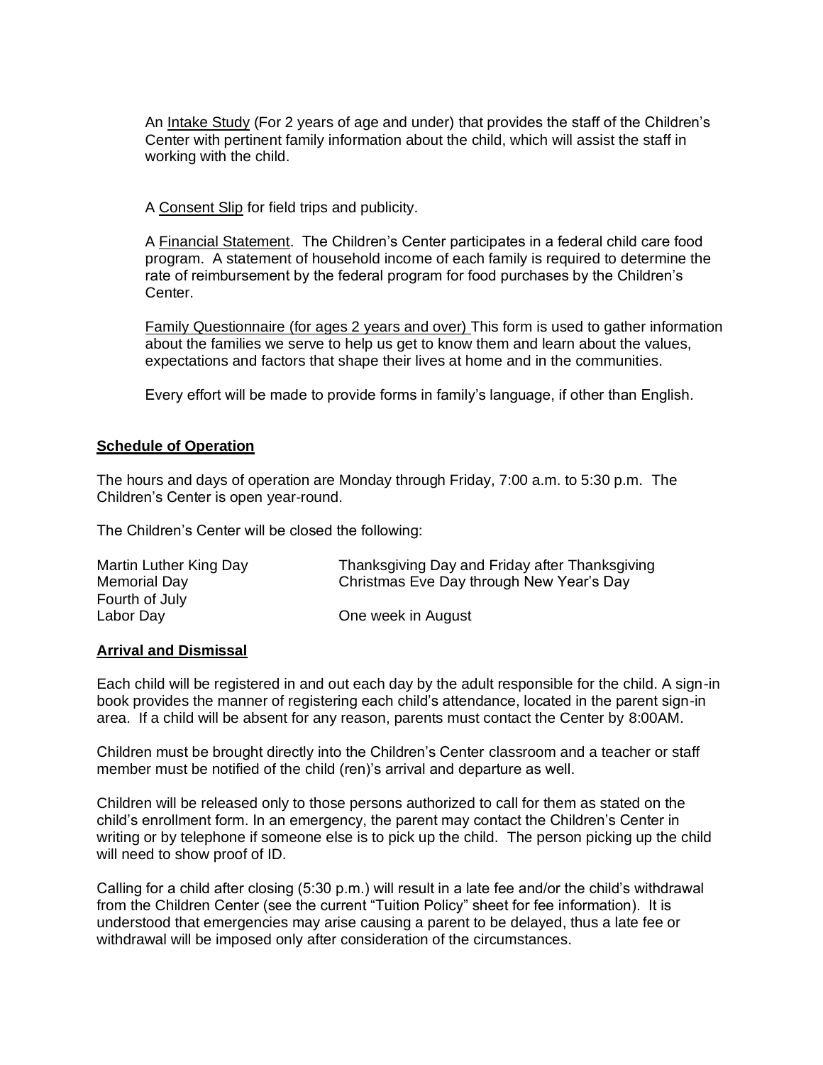An <u>Intake Study</u> (For 2 years of age and under) that provides the staff of the Children's Center with pertinent family information about the child, which will assist the staff in working with the child.

A <u>Consent Slip</u> for field trips and publicity.

A <u>Financial Statement</u>. The Children's Center participates in a federal child care food program. A statement of household income of each family is required to determine the rate of reimbursement by the federal program for food purchases by the Children's Center.

<u>Family Questionnaire (for ages 2 years and over)</u> This form is used to gather information about the families we serve to help us get to know them and learn about the values, expectations and factors that shape their lives at home and in the communities.

Every effort will be made to provide forms in family's language, if other than English.

## Schedule of Operation

The hours and days of operation are Monday through Friday, 7:00 a.m. to 5:30 p.m. The Children's Center is open year-round.

The Children's Center will be closed the following:

- Martin Luther King Day
- Memorial Day
- Fourth of July
- Labor Day
- Thanksgiving Day and Friday after Thanksgiving
- Christmas Eve Day through New Year's Day
- One week in August

## Arrival and Dismissal

Each child will be registered in and out each day by the adult responsible for the child. A sign-in book provides the manner of registering each child's attendance, located in the parent sign-in area. If a child will be absent for any reason, parents must contact the Center by 8:00AM.

Children must be brought directly into the Children's Center classroom and a teacher or staff member must be notified of the child (ren)'s arrival and departure as well.

Children will be released only to those persons authorized to call for them as stated on the child's enrollment form. In an emergency, the parent may contact the Children's Center in writing or by telephone if someone else is to pick up the child. The person picking up the child will need to show proof of ID.

Calling for a child after closing (5:30 p.m.) will result in a late fee and/or the child's withdrawal from the Children Center (see the current "Tuition Policy" sheet for fee information). It is understood that emergencies may arise causing a parent to be delayed, thus a late fee or withdrawal will be imposed only after consideration of the circumstances.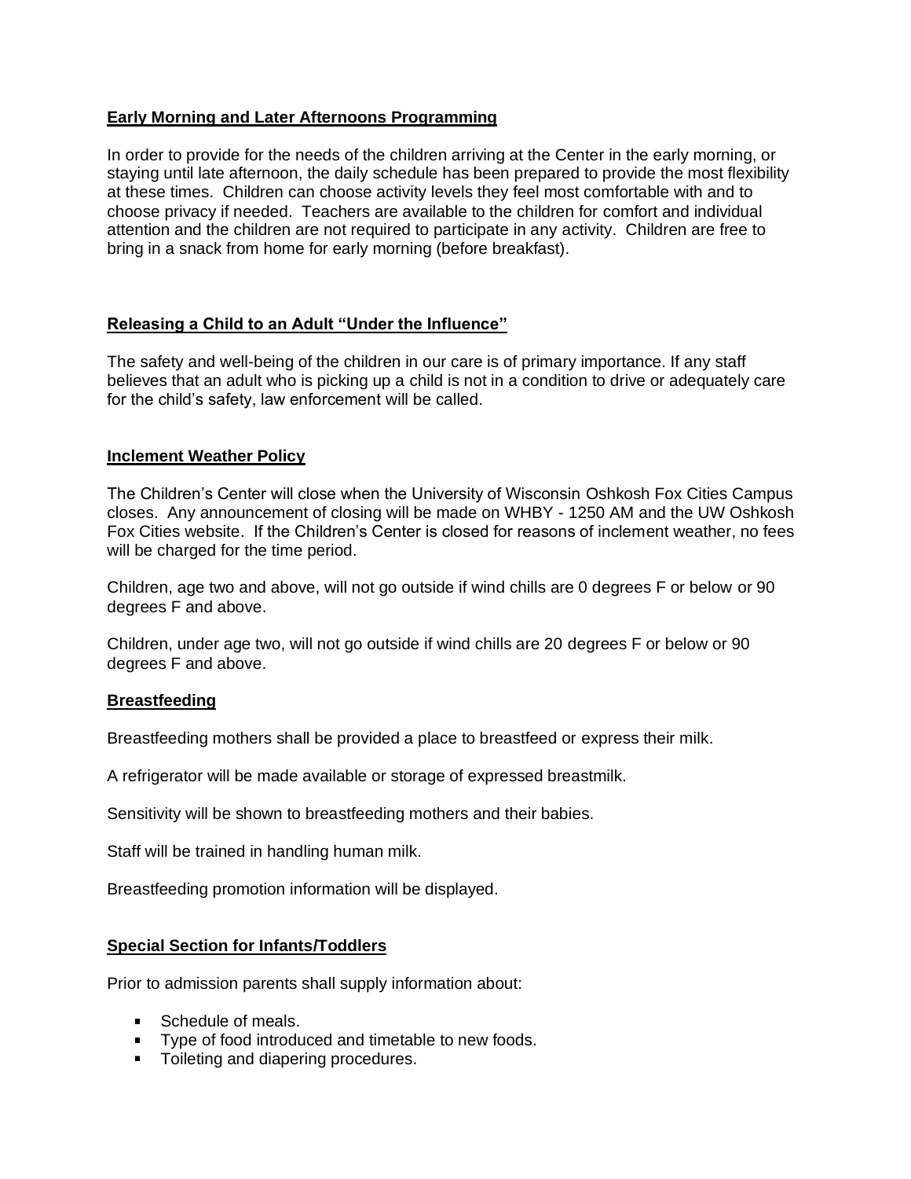## Early Morning and Later Afternoons Programming

In order to provide for the needs of the children arriving at the Center in the early morning, or staying until late afternoon, the daily schedule has been prepared to provide the most flexibility at these times. Children can choose activity levels they feel most comfortable with and to choose privacy if needed. Teachers are available to the children for comfort and individual attention and the children are not required to participate in any activity. Children are free to bring in a snack from home for early morning (before breakfast).

## Releasing a Child to an Adult "Under the Influence"

The safety and well-being of the children in our care is of primary importance. If any staff believes that an adult who is picking up a child is not in a condition to drive or adequately care for the child's safety, law enforcement will be called.

## Inclement Weather Policy

The Children's Center will close when the University of Wisconsin Oshkosh Fox Cities Campus closes. Any announcement of closing will be made on WHBY - 1250 AM and the UW Oshkosh Fox Cities website. If the Children's Center is closed for reasons of inclement weather, no fees will be charged for the time period.

Children, age two and above, will not go outside if wind chills are 0 degrees F or below or 90 degrees F and above.

Children, under age two, will not go outside if wind chills are 20 degrees F or below or 90 degrees F and above.

## Breastfeeding

Breastfeeding mothers shall be provided a place to breastfeed or express their milk.

A refrigerator will be made available or storage of expressed breastmilk.

Sensitivity will be shown to breastfeeding mothers and their babies.

Staff will be trained in handling human milk.

Breastfeeding promotion information will be displayed.

## Special Section for Infants/Toddlers

Prior to admission parents shall supply information about:

- Schedule of meals.
- Type of food introduced and timetable to new foods.
- Toileting and diapering procedures.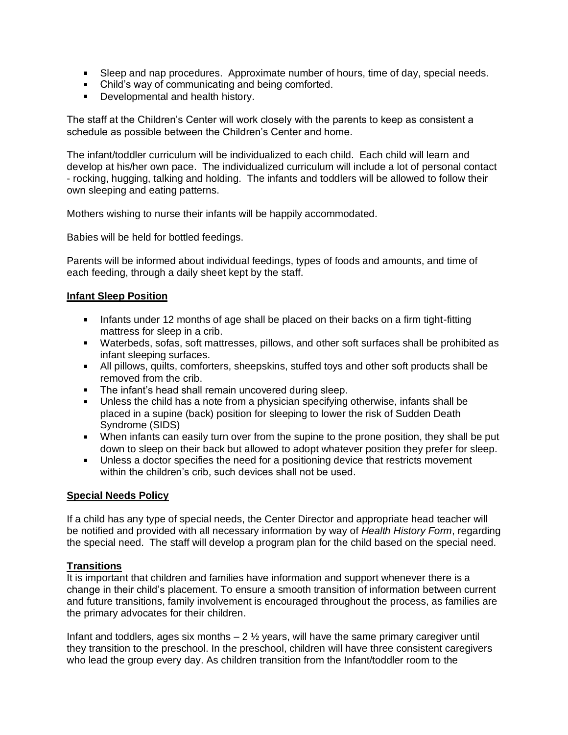- Sleep and nap procedures. Approximate number of hours, time of day, special needs.
- Child's way of communicating and being comforted.
- Developmental and health history.

The staff at the Children's Center will work closely with the parents to keep as consistent a schedule as possible between the Children's Center and home.

The infant/toddler curriculum will be individualized to each child. Each child will learn and develop at his/her own pace. The individualized curriculum will include a lot of personal contact - rocking, hugging, talking and holding. The infants and toddlers will be allowed to follow their own sleeping and eating patterns.

Mothers wishing to nurse their infants will be happily accommodated.

Babies will be held for bottled feedings.

Parents will be informed about individual feedings, types of foods and amounts, and time of each feeding, through a daily sheet kept by the staff.

## Infant Sleep Position

- Infants under 12 months of age shall be placed on their backs on a firm tight-fitting mattress for sleep in a crib.
- Waterbeds, sofas, soft mattresses, pillows, and other soft surfaces shall be prohibited as infant sleeping surfaces.
- All pillows, quilts, comforters, sheepskins, stuffed toys and other soft products shall be removed from the crib.
- The infant's head shall remain uncovered during sleep.
- Unless the child has a note from a physician specifying otherwise, infants shall be placed in a supine (back) position for sleeping to lower the risk of Sudden Death Syndrome (SIDS)
- When infants can easily turn over from the supine to the prone position, they shall be put down to sleep on their back but allowed to adopt whatever position they prefer for sleep.
- Unless a doctor specifies the need for a positioning device that restricts movement within the children's crib, such devices shall not be used.

## Special Needs Policy

If a child has any type of special needs, the Center Director and appropriate head teacher will be notified and provided with all necessary information by way of *Health History Form*, regarding the special need. The staff will develop a program plan for the child based on the special need.

## Transitions

It is important that children and families have information and support whenever there is a change in their child's placement. To ensure a smooth transition of information between current and future transitions, family involvement is encouraged throughout the process, as families are the primary advocates for their children.

Infant and toddlers, ages six months – 2 ½ years, will have the same primary caregiver until they transition to the preschool. In the preschool, children will have three consistent caregivers who lead the group every day. As children transition from the Infant/toddler room to the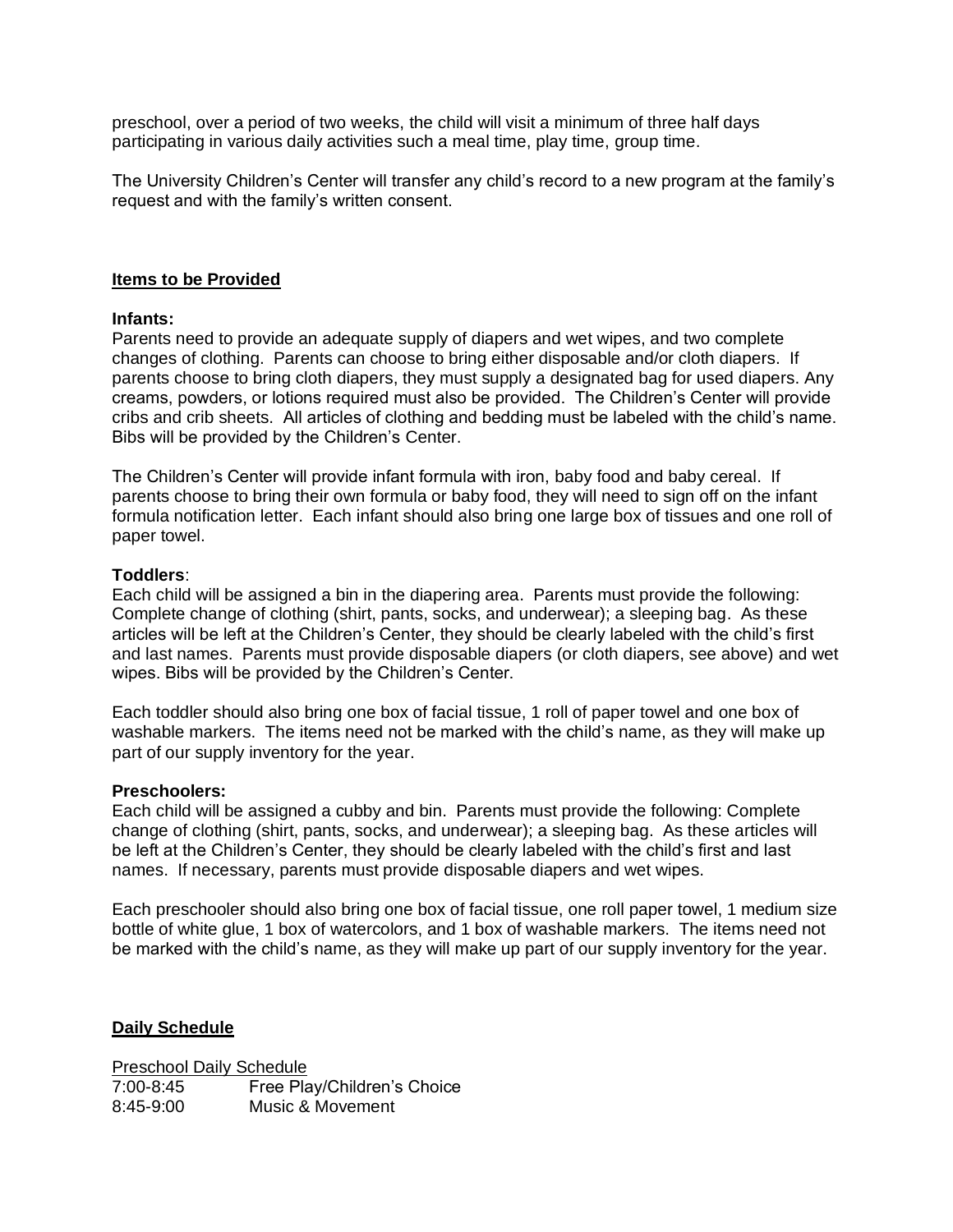preschool, over a period of two weeks, the child will visit a minimum of three half days participating in various daily activities such a meal time, play time, group time.

The University Children's Center will transfer any child's record to a new program at the family's request and with the family's written consent.

## Items to be Provided

**Infants:**
Parents need to provide an adequate supply of diapers and wet wipes, and two complete changes of clothing. Parents can choose to bring either disposable and/or cloth diapers. If parents choose to bring cloth diapers, they must supply a designated bag for used diapers. Any creams, powders, or lotions required must also be provided. The Children's Center will provide cribs and crib sheets. All articles of clothing and bedding must be labeled with the child's name. Bibs will be provided by the Children's Center.

The Children's Center will provide infant formula with iron, baby food and baby cereal. If parents choose to bring their own formula or baby food, they will need to sign off on the infant formula notification letter. Each infant should also bring one large box of tissues and one roll of paper towel.

**Toddlers**:
Each child will be assigned a bin in the diapering area. Parents must provide the following: Complete change of clothing (shirt, pants, socks, and underwear); a sleeping bag. As these articles will be left at the Children's Center, they should be clearly labeled with the child's first and last names. Parents must provide disposable diapers (or cloth diapers, see above) and wet wipes. Bibs will be provided by the Children's Center.

Each toddler should also bring one box of facial tissue, 1 roll of paper towel and one box of washable markers. The items need not be marked with the child's name, as they will make up part of our supply inventory for the year.

**Preschoolers:**
Each child will be assigned a cubby and bin. Parents must provide the following: Complete change of clothing (shirt, pants, socks, and underwear); a sleeping bag. As these articles will be left at the Children's Center, they should be clearly labeled with the child's first and last names. If necessary, parents must provide disposable diapers and wet wipes.

Each preschooler should also bring one box of facial tissue, one roll paper towel, 1 medium size bottle of white glue, 1 box of watercolors, and 1 box of washable markers. The items need not be marked with the child's name, as they will make up part of our supply inventory for the year.

## Daily Schedule

Preschool Daily Schedule

7:00-8:45 Free Play/Children's Choice
8:45-9:00 Music & Movement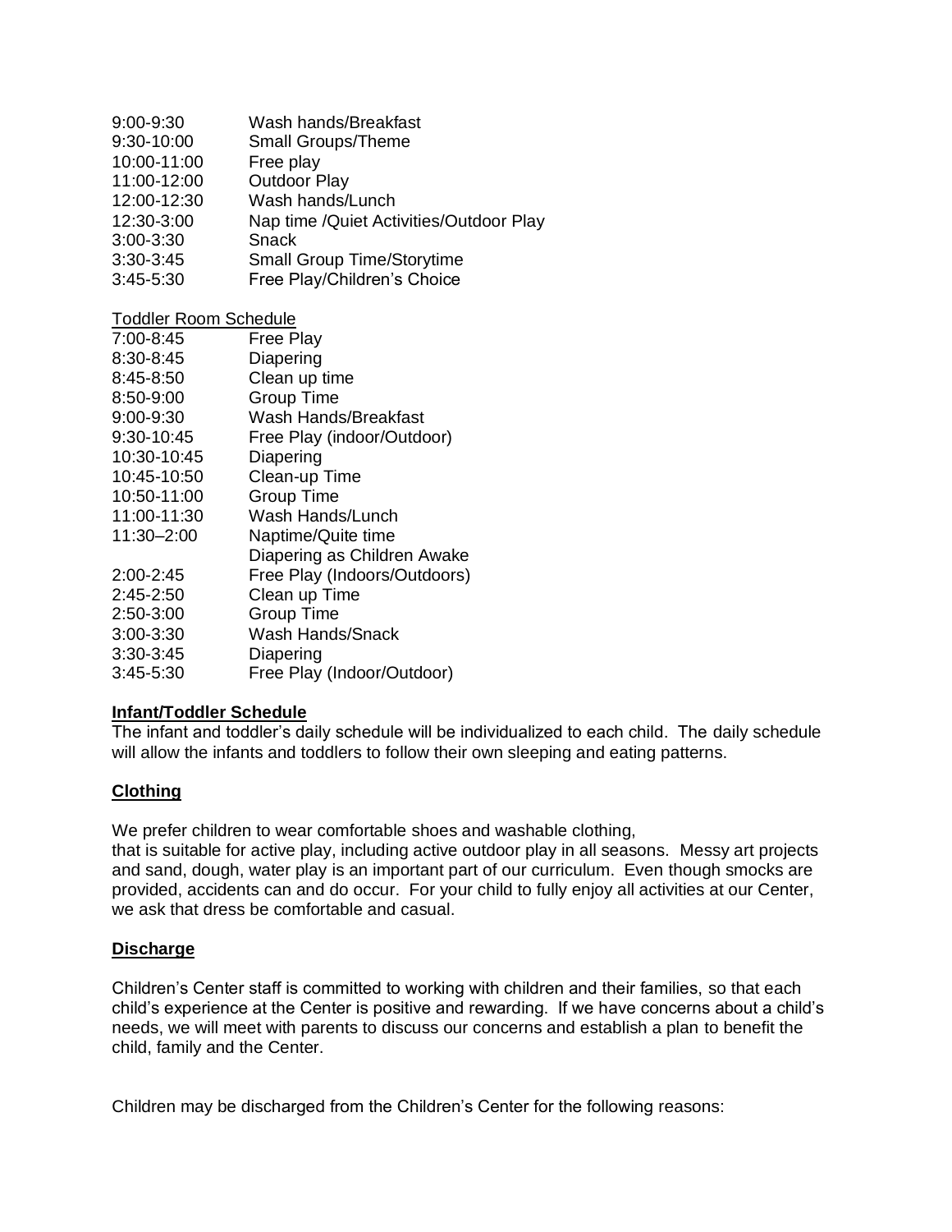| | |
|---|---|
| 9:00-9:30 | Wash hands/Breakfast |
| 9:30-10:00 | Small Groups/Theme |
| 10:00-11:00 | Free play |
| 11:00-12:00 | Outdoor Play |
| 12:00-12:30 | Wash hands/Lunch |
| 12:30-3:00 | Nap time /Quiet Activities/Outdoor Play |
| 3:00-3:30 | Snack |
| 3:30-3:45 | Small Group Time/Storytime |
| 3:45-5:30 | Free Play/Children's Choice |

<u>Toddler Room Schedule</u>

| | |
|---|---|
| 7:00-8:45 | Free Play |
| 8:30-8:45 | Diapering |
| 8:45-8:50 | Clean up time |
| 8:50-9:00 | Group Time |
| 9:00-9:30 | Wash Hands/Breakfast |
| 9:30-10:45 | Free Play (indoor/Outdoor) |
| 10:30-10:45 | Diapering |
| 10:45-10:50 | Clean-up Time |
| 10:50-11:00 | Group Time |
| 11:00-11:30 | Wash Hands/Lunch |
| 11:30–2:00 | Naptime/Quite time<br>Diapering as Children Awake |
| 2:00-2:45 | Free Play (Indoors/Outdoors) |
| 2:45-2:50 | Clean up Time |
| 2:50-3:00 | Group Time |
| 3:00-3:30 | Wash Hands/Snack |
| 3:30-3:45 | Diapering |
| 3:45-5:30 | Free Play (Indoor/Outdoor) |

## Infant/Toddler Schedule

The infant and toddler's daily schedule will be individualized to each child. The daily schedule will allow the infants and toddlers to follow their own sleeping and eating patterns.

## Clothing

We prefer children to wear comfortable shoes and washable clothing,
that is suitable for active play, including active outdoor play in all seasons. Messy art projects and sand, dough, water play is an important part of our curriculum. Even though smocks are provided, accidents can and do occur. For your child to fully enjoy all activities at our Center, we ask that dress be comfortable and casual.

## Discharge

Children's Center staff is committed to working with children and their families, so that each child's experience at the Center is positive and rewarding. If we have concerns about a child's needs, we will meet with parents to discuss our concerns and establish a plan to benefit the child, family and the Center.

Children may be discharged from the Children's Center for the following reasons: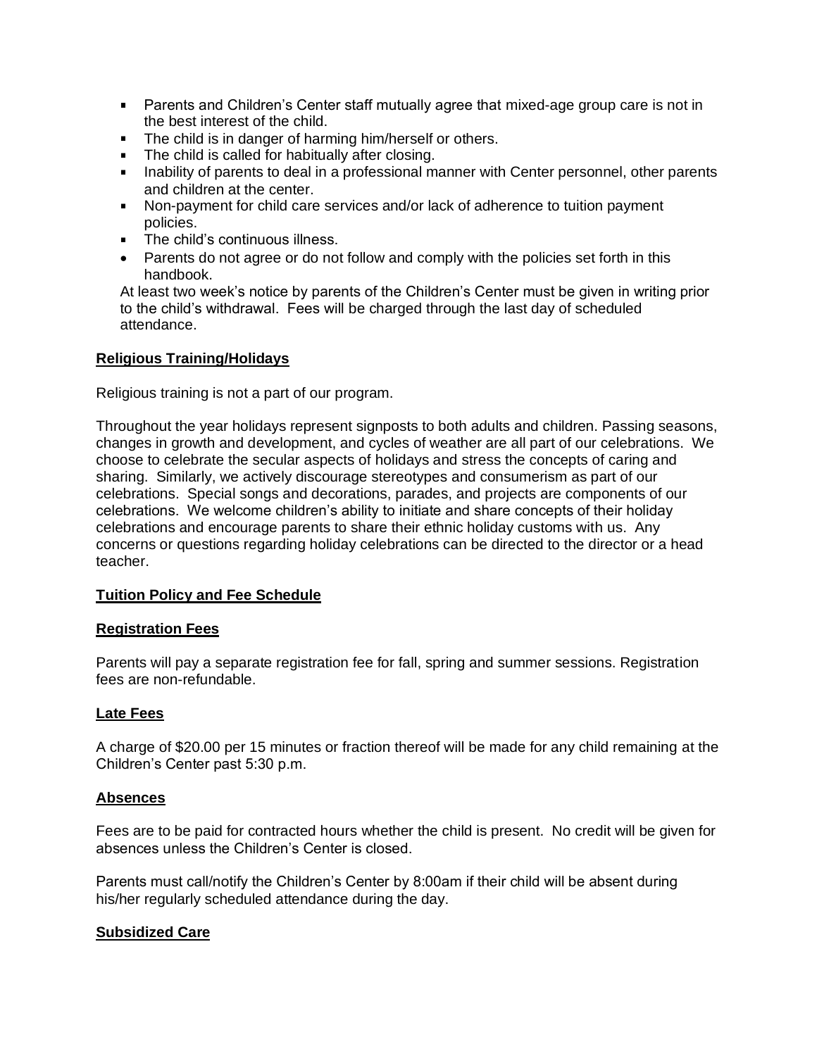- Parents and Children's Center staff mutually agree that mixed-age group care is not in the best interest of the child.
- The child is in danger of harming him/herself or others.
- The child is called for habitually after closing.
- Inability of parents to deal in a professional manner with Center personnel, other parents and children at the center.
- Non-payment for child care services and/or lack of adherence to tuition payment policies.
- The child's continuous illness.
- Parents do not agree or do not follow and comply with the policies set forth in this handbook.

At least two week's notice by parents of the Children's Center must be given in writing prior to the child's withdrawal. Fees will be charged through the last day of scheduled attendance.

**Religious Training/Holidays**

Religious training is not a part of our program.

Throughout the year holidays represent signposts to both adults and children. Passing seasons, changes in growth and development, and cycles of weather are all part of our celebrations. We choose to celebrate the secular aspects of holidays and stress the concepts of caring and sharing. Similarly, we actively discourage stereotypes and consumerism as part of our celebrations. Special songs and decorations, parades, and projects are components of our celebrations. We welcome children's ability to initiate and share concepts of their holiday celebrations and encourage parents to share their ethnic holiday customs with us. Any concerns or questions regarding holiday celebrations can be directed to the director or a head teacher.

**Tuition Policy and Fee Schedule**

**Registration Fees**

Parents will pay a separate registration fee for fall, spring and summer sessions. Registration fees are non-refundable.

**Late Fees**

A charge of $20.00 per 15 minutes or fraction thereof will be made for any child remaining at the Children's Center past 5:30 p.m.

**Absences**

Fees are to be paid for contracted hours whether the child is present. No credit will be given for absences unless the Children's Center is closed.

Parents must call/notify the Children's Center by 8:00am if their child will be absent during his/her regularly scheduled attendance during the day.

**Subsidized Care**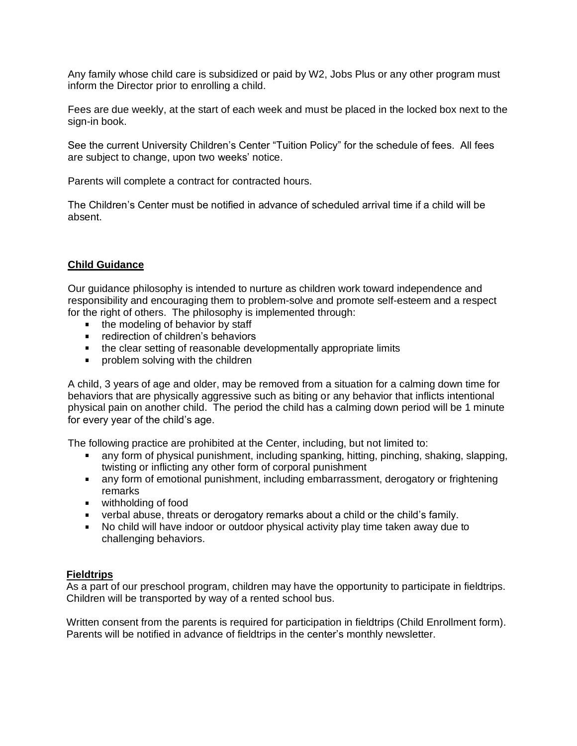Any family whose child care is subsidized or paid by W2, Jobs Plus or any other program must inform the Director prior to enrolling a child.

Fees are due weekly, at the start of each week and must be placed in the locked box next to the sign-in book.

See the current University Children's Center "Tuition Policy" for the schedule of fees. All fees are subject to change, upon two weeks' notice.

Parents will complete a contract for contracted hours.

The Children's Center must be notified in advance of scheduled arrival time if a child will be absent.

## Child Guidance

Our guidance philosophy is intended to nurture as children work toward independence and responsibility and encouraging them to problem-solve and promote self-esteem and a respect for the right of others. The philosophy is implemented through:

- the modeling of behavior by staff
- redirection of children's behaviors
- the clear setting of reasonable developmentally appropriate limits
- problem solving with the children

A child, 3 years of age and older, may be removed from a situation for a calming down time for behaviors that are physically aggressive such as biting or any behavior that inflicts intentional physical pain on another child. The period the child has a calming down period will be 1 minute for every year of the child's age.

The following practice are prohibited at the Center, including, but not limited to:

- any form of physical punishment, including spanking, hitting, pinching, shaking, slapping, twisting or inflicting any other form of corporal punishment
- any form of emotional punishment, including embarrassment, derogatory or frightening remarks
- withholding of food
- verbal abuse, threats or derogatory remarks about a child or the child's family.
- No child will have indoor or outdoor physical activity play time taken away due to challenging behaviors.

## Fieldtrips

As a part of our preschool program, children may have the opportunity to participate in fieldtrips. Children will be transported by way of a rented school bus.

Written consent from the parents is required for participation in fieldtrips (Child Enrollment form). Parents will be notified in advance of fieldtrips in the center's monthly newsletter.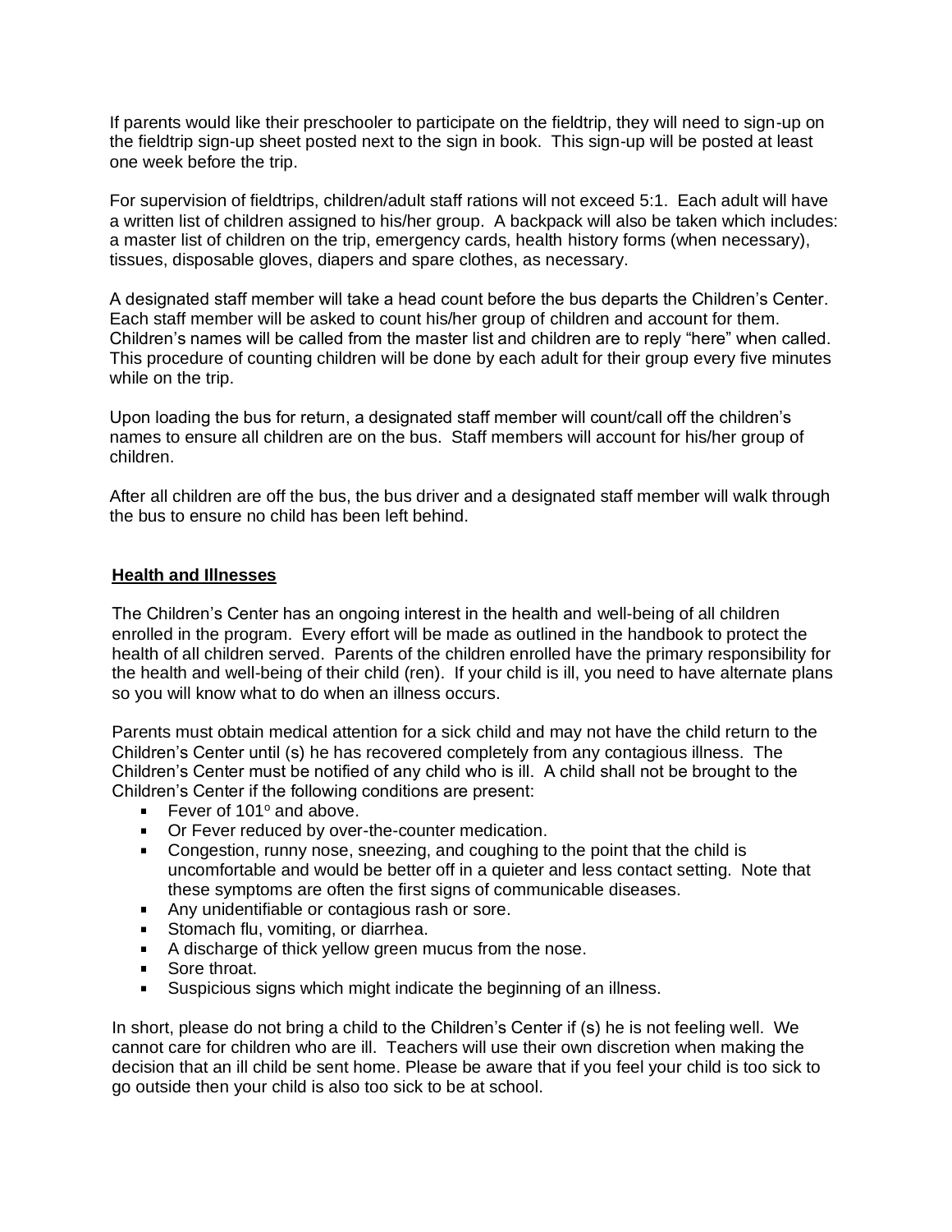If parents would like their preschooler to participate on the fieldtrip, they will need to sign-up on the fieldtrip sign-up sheet posted next to the sign in book. This sign-up will be posted at least one week before the trip.

For supervision of fieldtrips, children/adult staff rations will not exceed 5:1. Each adult will have a written list of children assigned to his/her group. A backpack will also be taken which includes: a master list of children on the trip, emergency cards, health history forms (when necessary), tissues, disposable gloves, diapers and spare clothes, as necessary.

A designated staff member will take a head count before the bus departs the Children's Center. Each staff member will be asked to count his/her group of children and account for them. Children's names will be called from the master list and children are to reply "here" when called. This procedure of counting children will be done by each adult for their group every five minutes while on the trip.

Upon loading the bus for return, a designated staff member will count/call off the children's names to ensure all children are on the bus. Staff members will account for his/her group of children.

After all children are off the bus, the bus driver and a designated staff member will walk through the bus to ensure no child has been left behind.

**Health and Illnesses**

The Children's Center has an ongoing interest in the health and well-being of all children enrolled in the program. Every effort will be made as outlined in the handbook to protect the health of all children served. Parents of the children enrolled have the primary responsibility for the health and well-being of their child (ren). If your child is ill, you need to have alternate plans so you will know what to do when an illness occurs.

Parents must obtain medical attention for a sick child and may not have the child return to the Children's Center until (s) he has recovered completely from any contagious illness. The Children's Center must be notified of any child who is ill. A child shall not be brought to the Children's Center if the following conditions are present:

- Fever of 101° and above.
- Or Fever reduced by over-the-counter medication.
- Congestion, runny nose, sneezing, and coughing to the point that the child is uncomfortable and would be better off in a quieter and less contact setting. Note that these symptoms are often the first signs of communicable diseases.
- Any unidentifiable or contagious rash or sore.
- Stomach flu, vomiting, or diarrhea.
- A discharge of thick yellow green mucus from the nose.
- Sore throat.
- Suspicious signs which might indicate the beginning of an illness.

In short, please do not bring a child to the Children's Center if (s) he is not feeling well. We cannot care for children who are ill. Teachers will use their own discretion when making the decision that an ill child be sent home. Please be aware that if you feel your child is too sick to go outside then your child is also too sick to be at school.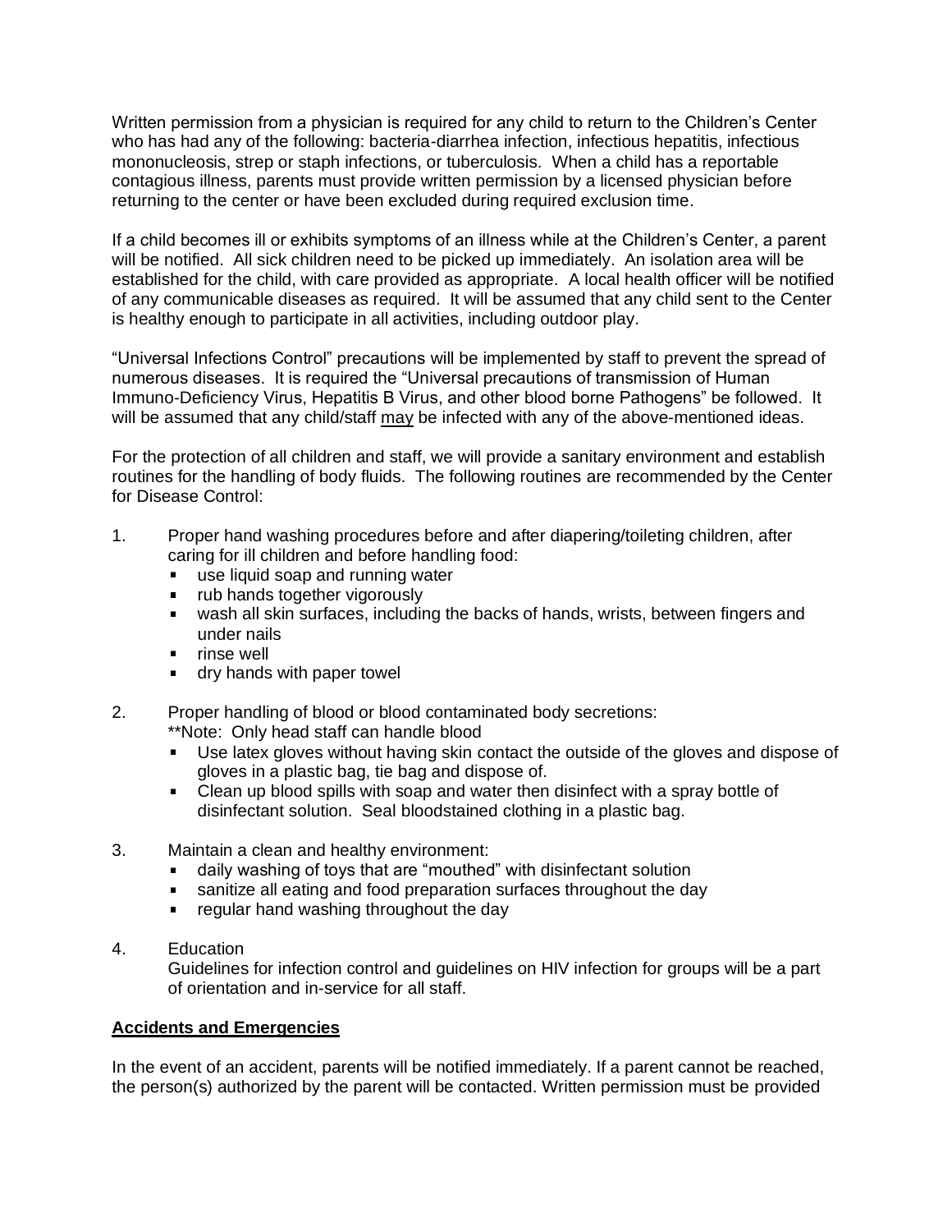Written permission from a physician is required for any child to return to the Children's Center who has had any of the following: bacteria-diarrhea infection, infectious hepatitis, infectious mononucleosis, strep or staph infections, or tuberculosis. When a child has a reportable contagious illness, parents must provide written permission by a licensed physician before returning to the center or have been excluded during required exclusion time.

If a child becomes ill or exhibits symptoms of an illness while at the Children's Center, a parent will be notified. All sick children need to be picked up immediately. An isolation area will be established for the child, with care provided as appropriate. A local health officer will be notified of any communicable diseases as required. It will be assumed that any child sent to the Center is healthy enough to participate in all activities, including outdoor play.

"Universal Infections Control" precautions will be implemented by staff to prevent the spread of numerous diseases. It is required the "Universal precautions of transmission of Human Immuno-Deficiency Virus, Hepatitis B Virus, and other blood borne Pathogens" be followed. It will be assumed that any child/staff <u>may</u> be infected with any of the above-mentioned ideas.

For the protection of all children and staff, we will provide a sanitary environment and establish routines for the handling of body fluids. The following routines are recommended by the Center for Disease Control:

1. Proper hand washing procedures before and after diapering/toileting children, after caring for ill children and before handling food:
   - use liquid soap and running water
   - rub hands together vigorously
   - wash all skin surfaces, including the backs of hands, wrists, between fingers and under nails
   - rinse well
   - dry hands with paper towel

2. Proper handling of blood or blood contaminated body secretions:
   **Note: Only head staff can handle blood
   - Use latex gloves without having skin contact the outside of the gloves and dispose of gloves in a plastic bag, tie bag and dispose of.
   - Clean up blood spills with soap and water then disinfect with a spray bottle of disinfectant solution. Seal bloodstained clothing in a plastic bag.

3. Maintain a clean and healthy environment:
   - daily washing of toys that are "mouthed" with disinfectant solution
   - sanitize all eating and food preparation surfaces throughout the day
   - regular hand washing throughout the day

4. Education
   Guidelines for infection control and guidelines on HIV infection for groups will be a part of orientation and in-service for all staff.

## <u>Accidents and Emergencies</u>

In the event of an accident, parents will be notified immediately. If a parent cannot be reached, the person(s) authorized by the parent will be contacted. Written permission must be provided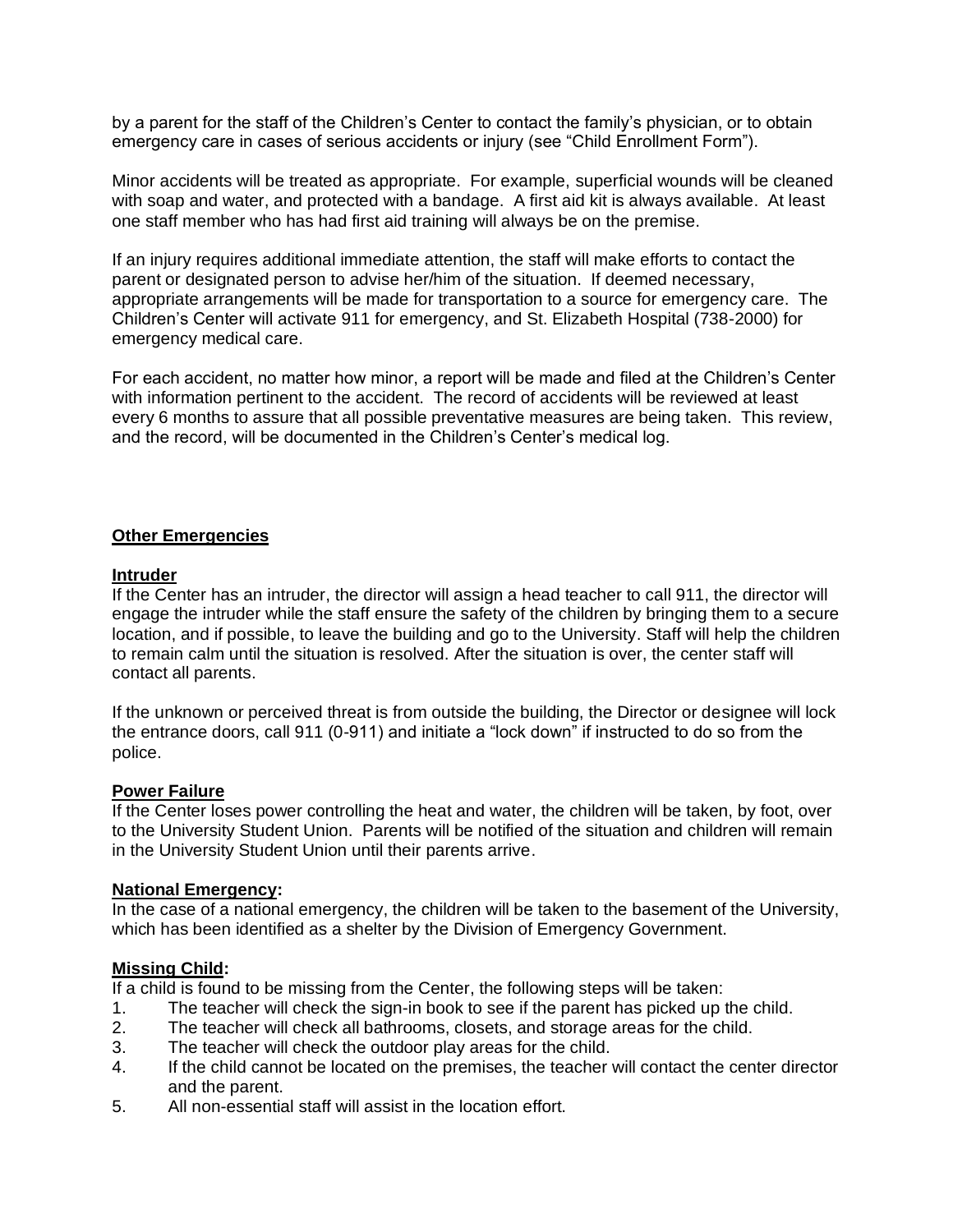by a parent for the staff of the Children's Center to contact the family's physician, or to obtain emergency care in cases of serious accidents or injury (see "Child Enrollment Form").

Minor accidents will be treated as appropriate. For example, superficial wounds will be cleaned with soap and water, and protected with a bandage. A first aid kit is always available. At least one staff member who has had first aid training will always be on the premise.

If an injury requires additional immediate attention, the staff will make efforts to contact the parent or designated person to advise her/him of the situation. If deemed necessary, appropriate arrangements will be made for transportation to a source for emergency care. The Children's Center will activate 911 for emergency, and St. Elizabeth Hospital (738-2000) for emergency medical care.

For each accident, no matter how minor, a report will be made and filed at the Children's Center with information pertinent to the accident. The record of accidents will be reviewed at least every 6 months to assure that all possible preventative measures are being taken. This review, and the record, will be documented in the Children's Center's medical log.

## **Other Emergencies**

### **Intruder**

If the Center has an intruder, the director will assign a head teacher to call 911, the director will engage the intruder while the staff ensure the safety of the children by bringing them to a secure location, and if possible, to leave the building and go to the University. Staff will help the children to remain calm until the situation is resolved. After the situation is over, the center staff will contact all parents.

If the unknown or perceived threat is from outside the building, the Director or designee will lock the entrance doors, call 911 (0-911) and initiate a "lock down" if instructed to do so from the police.

### **Power Failure**

If the Center loses power controlling the heat and water, the children will be taken, by foot, over to the University Student Union. Parents will be notified of the situation and children will remain in the University Student Union until their parents arrive.

### **National Emergency:**

In the case of a national emergency, the children will be taken to the basement of the University, which has been identified as a shelter by the Division of Emergency Government.

### **Missing Child:**

If a child is found to be missing from the Center, the following steps will be taken:

1. The teacher will check the sign-in book to see if the parent has picked up the child.
2. The teacher will check all bathrooms, closets, and storage areas for the child.
3. The teacher will check the outdoor play areas for the child.
4. If the child cannot be located on the premises, the teacher will contact the center director and the parent.
5. All non-essential staff will assist in the location effort.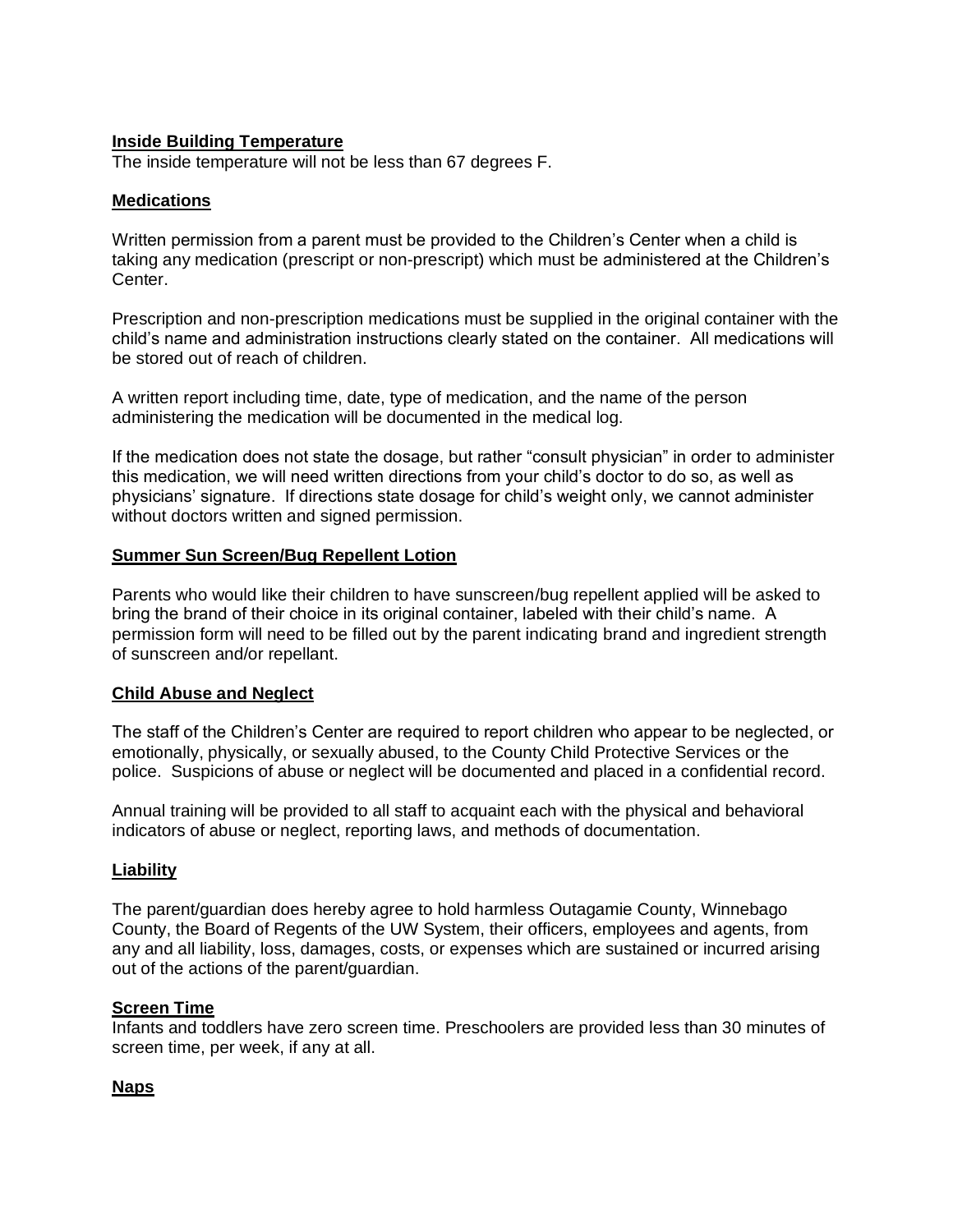**Inside Building Temperature**

The inside temperature will not be less than 67 degrees F.

**Medications**

Written permission from a parent must be provided to the Children's Center when a child is taking any medication (prescript or non-prescript) which must be administered at the Children's Center.

Prescription and non-prescription medications must be supplied in the original container with the child's name and administration instructions clearly stated on the container. All medications will be stored out of reach of children.

A written report including time, date, type of medication, and the name of the person administering the medication will be documented in the medical log.

If the medication does not state the dosage, but rather "consult physician" in order to administer this medication, we will need written directions from your child's doctor to do so, as well as physicians' signature. If directions state dosage for child's weight only, we cannot administer without doctors written and signed permission.

**Summer Sun Screen/Bug Repellent Lotion**

Parents who would like their children to have sunscreen/bug repellent applied will be asked to bring the brand of their choice in its original container, labeled with their child's name. A permission form will need to be filled out by the parent indicating brand and ingredient strength of sunscreen and/or repellant.

**Child Abuse and Neglect**

The staff of the Children's Center are required to report children who appear to be neglected, or emotionally, physically, or sexually abused, to the County Child Protective Services or the police. Suspicions of abuse or neglect will be documented and placed in a confidential record.

Annual training will be provided to all staff to acquaint each with the physical and behavioral indicators of abuse or neglect, reporting laws, and methods of documentation.

**Liability**

The parent/guardian does hereby agree to hold harmless Outagamie County, Winnebago County, the Board of Regents of the UW System, their officers, employees and agents, from any and all liability, loss, damages, costs, or expenses which are sustained or incurred arising out of the actions of the parent/guardian.

**Screen Time**

Infants and toddlers have zero screen time. Preschoolers are provided less than 30 minutes of screen time, per week, if any at all.

**Naps**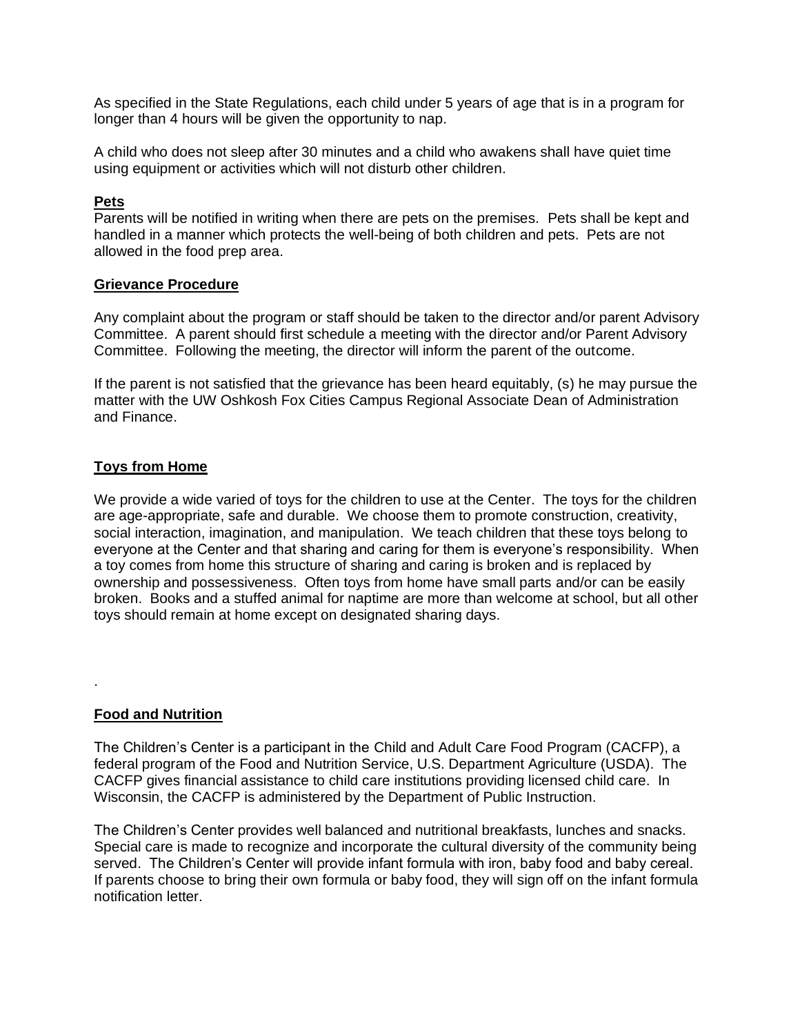As specified in the State Regulations, each child under 5 years of age that is in a program for longer than 4 hours will be given the opportunity to nap.

A child who does not sleep after 30 minutes and a child who awakens shall have quiet time using equipment or activities which will not disturb other children.

**Pets**

Parents will be notified in writing when there are pets on the premises. Pets shall be kept and handled in a manner which protects the well-being of both children and pets. Pets are not allowed in the food prep area.

**Grievance Procedure**

Any complaint about the program or staff should be taken to the director and/or parent Advisory Committee. A parent should first schedule a meeting with the director and/or Parent Advisory Committee. Following the meeting, the director will inform the parent of the outcome.

If the parent is not satisfied that the grievance has been heard equitably, (s) he may pursue the matter with the UW Oshkosh Fox Cities Campus Regional Associate Dean of Administration and Finance.

**Toys from Home**

We provide a wide varied of toys for the children to use at the Center. The toys for the children are age-appropriate, safe and durable. We choose them to promote construction, creativity, social interaction, imagination, and manipulation. We teach children that these toys belong to everyone at the Center and that sharing and caring for them is everyone's responsibility. When a toy comes from home this structure of sharing and caring is broken and is replaced by ownership and possessiveness. Often toys from home have small parts and/or can be easily broken. Books and a stuffed animal for naptime are more than welcome at school, but all other toys should remain at home except on designated sharing days.

.

**Food and Nutrition**

The Children's Center is a participant in the Child and Adult Care Food Program (CACFP), a federal program of the Food and Nutrition Service, U.S. Department Agriculture (USDA). The CACFP gives financial assistance to child care institutions providing licensed child care. In Wisconsin, the CACFP is administered by the Department of Public Instruction.

The Children's Center provides well balanced and nutritional breakfasts, lunches and snacks. Special care is made to recognize and incorporate the cultural diversity of the community being served. The Children's Center will provide infant formula with iron, baby food and baby cereal. If parents choose to bring their own formula or baby food, they will sign off on the infant formula notification letter.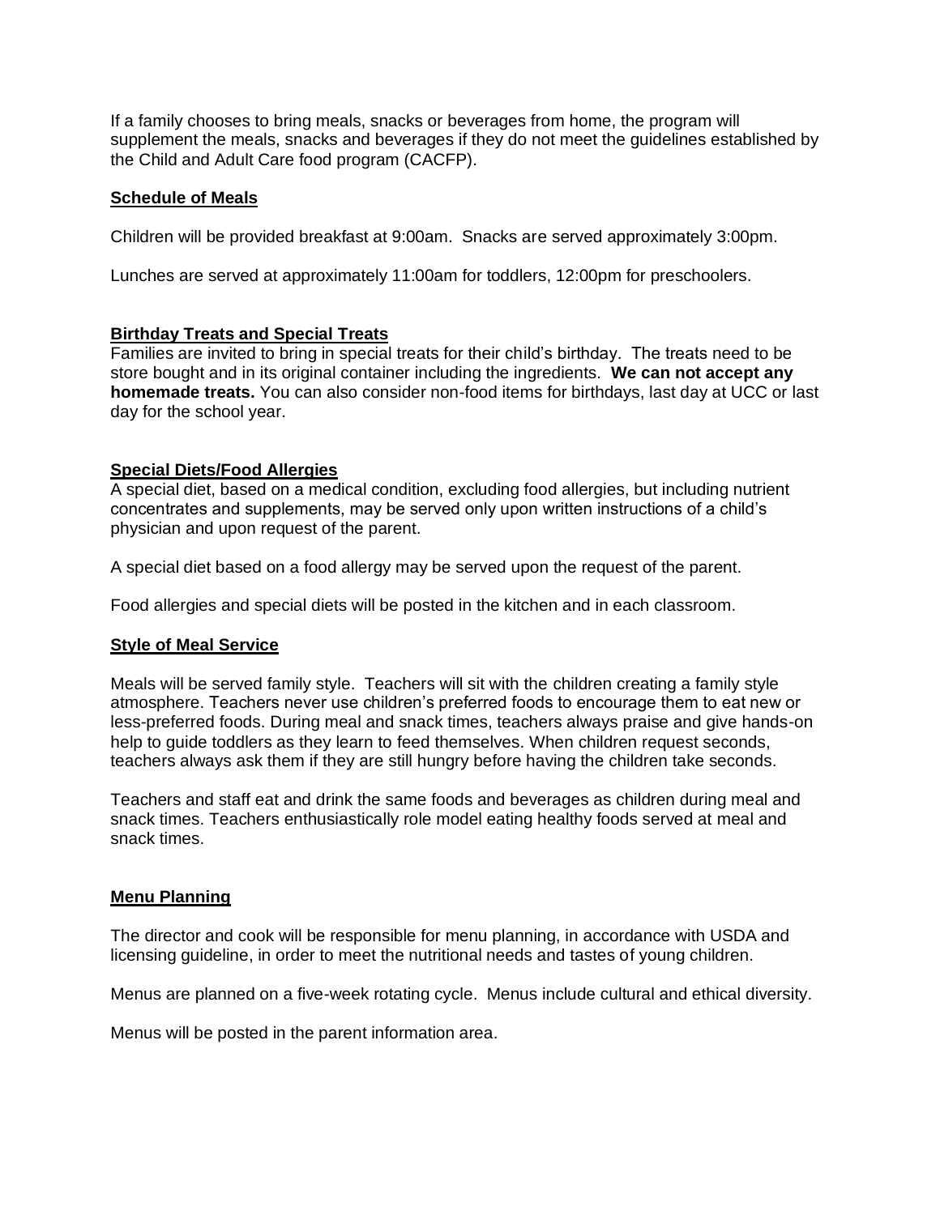If a family chooses to bring meals, snacks or beverages from home, the program will supplement the meals, snacks and beverages if they do not meet the guidelines established by the Child and Adult Care food program (CACFP).

**Schedule of Meals**

Children will be provided breakfast at 9:00am. Snacks are served approximately 3:00pm.

Lunches are served at approximately 11:00am for toddlers, 12:00pm for preschoolers.

**Birthday Treats and Special Treats**

Families are invited to bring in special treats for their child's birthday. The treats need to be store bought and in its original container including the ingredients. **We can not accept any homemade treats.** You can also consider non-food items for birthdays, last day at UCC or last day for the school year.

**Special Diets/Food Allergies**

A special diet, based on a medical condition, excluding food allergies, but including nutrient concentrates and supplements, may be served only upon written instructions of a child's physician and upon request of the parent.

A special diet based on a food allergy may be served upon the request of the parent.

Food allergies and special diets will be posted in the kitchen and in each classroom.

**Style of Meal Service**

Meals will be served family style. Teachers will sit with the children creating a family style atmosphere. Teachers never use children's preferred foods to encourage them to eat new or less-preferred foods. During meal and snack times, teachers always praise and give hands-on help to guide toddlers as they learn to feed themselves. When children request seconds, teachers always ask them if they are still hungry before having the children take seconds.

Teachers and staff eat and drink the same foods and beverages as children during meal and snack times. Teachers enthusiastically role model eating healthy foods served at meal and snack times.

**Menu Planning**

The director and cook will be responsible for menu planning, in accordance with USDA and licensing guideline, in order to meet the nutritional needs and tastes of young children.

Menus are planned on a five-week rotating cycle. Menus include cultural and ethical diversity.

Menus will be posted in the parent information area.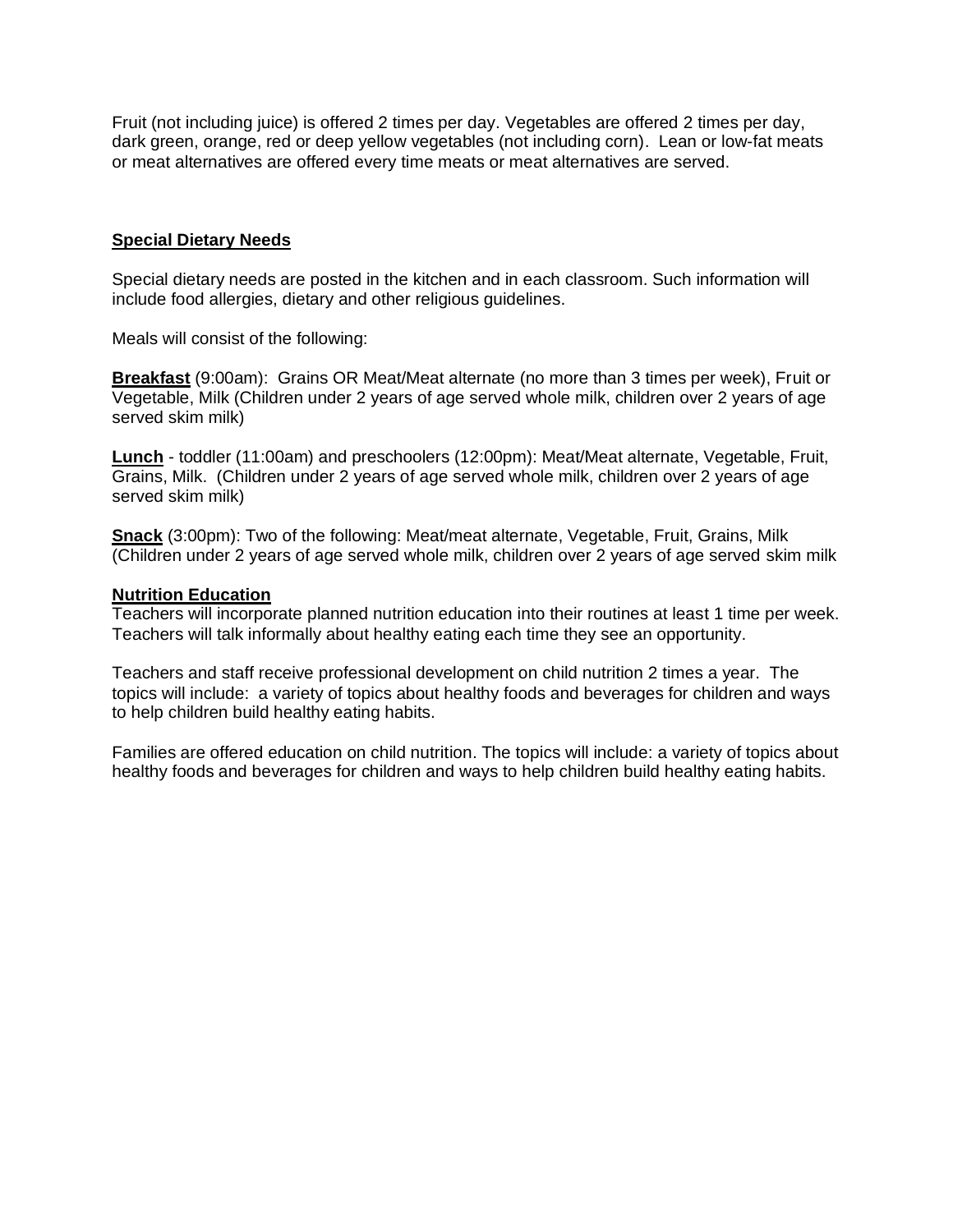Fruit (not including juice) is offered 2 times per day. Vegetables are offered 2 times per day, dark green, orange, red or deep yellow vegetables (not including corn). Lean or low-fat meats or meat alternatives are offered every time meats or meat alternatives are served.

**Special Dietary Needs**

Special dietary needs are posted in the kitchen and in each classroom. Such information will include food allergies, dietary and other religious guidelines.

Meals will consist of the following:

**Breakfast** (9:00am): Grains OR Meat/Meat alternate (no more than 3 times per week), Fruit or Vegetable, Milk (Children under 2 years of age served whole milk, children over 2 years of age served skim milk)

**Lunch** - toddler (11:00am) and preschoolers (12:00pm): Meat/Meat alternate, Vegetable, Fruit, Grains, Milk. (Children under 2 years of age served whole milk, children over 2 years of age served skim milk)

**Snack** (3:00pm): Two of the following: Meat/meat alternate, Vegetable, Fruit, Grains, Milk (Children under 2 years of age served whole milk, children over 2 years of age served skim milk

**Nutrition Education**

Teachers will incorporate planned nutrition education into their routines at least 1 time per week. Teachers will talk informally about healthy eating each time they see an opportunity.

Teachers and staff receive professional development on child nutrition 2 times a year. The topics will include: a variety of topics about healthy foods and beverages for children and ways to help children build healthy eating habits.

Families are offered education on child nutrition. The topics will include: a variety of topics about healthy foods and beverages for children and ways to help children build healthy eating habits.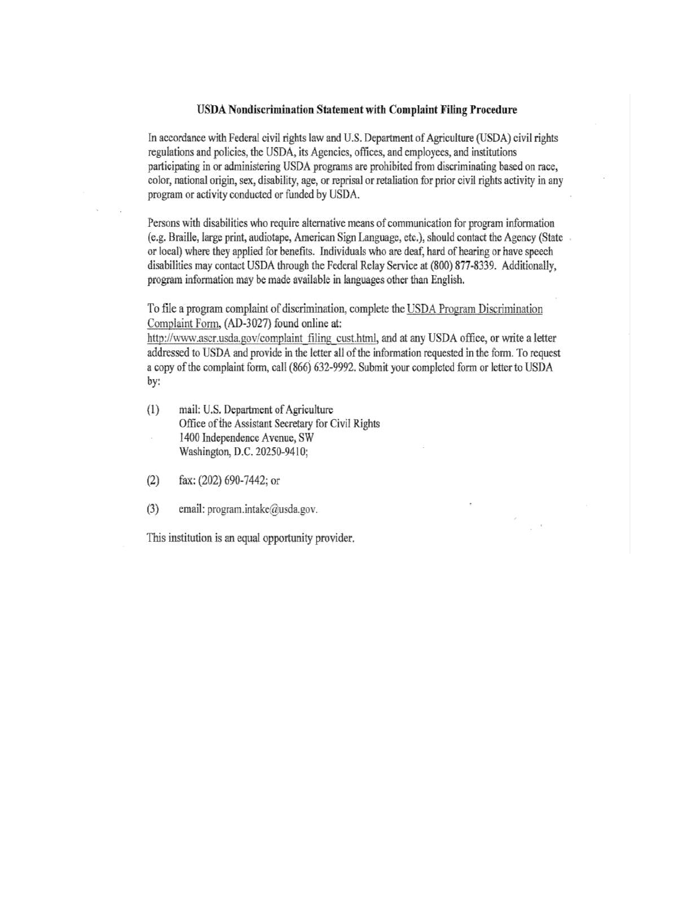## USDA Nondiscrimination Statement with Complaint Filing Procedure

In accordance with Federal civil rights law and U.S. Department of Agriculture (USDA) civil rights regulations and policies, the USDA, its Agencies, offices, and employees, and institutions participating in or administering USDA programs are prohibited from discriminating based on race, color, national origin, sex, disability, age, or reprisal or retaliation for prior civil rights activity in any program or activity conducted or funded by USDA.

Persons with disabilities who require alternative means of communication for program information (e.g. Braille, large print, audiotape, American Sign Language, etc.), should contact the Agency (State or local) where they applied for benefits. Individuals who are deaf, hard of hearing or have speech disabilities may contact USDA through the Federal Relay Service at (800) 877-8339. Additionally, program information may be made available in languages other than English.

To file a program complaint of discrimination, complete the USDA Program Discrimination Complaint Form, (AD-3027) found online at: http://www.ascr.usda.gov/complaint_filing_cust.html, and at any USDA office, or write a letter addressed to USDA and provide in the letter all of the information requested in the form. To request a copy of the complaint form, call (866) 632-9992. Submit your completed form or letter to USDA by:

(1) mail: U.S. Department of Agriculture
Office of the Assistant Secretary for Civil Rights
1400 Independence Avenue, SW
Washington, D.C. 20250-9410;

(2) fax: (202) 690-7442; or

(3) email: program.intake@usda.gov.

This institution is an equal opportunity provider.